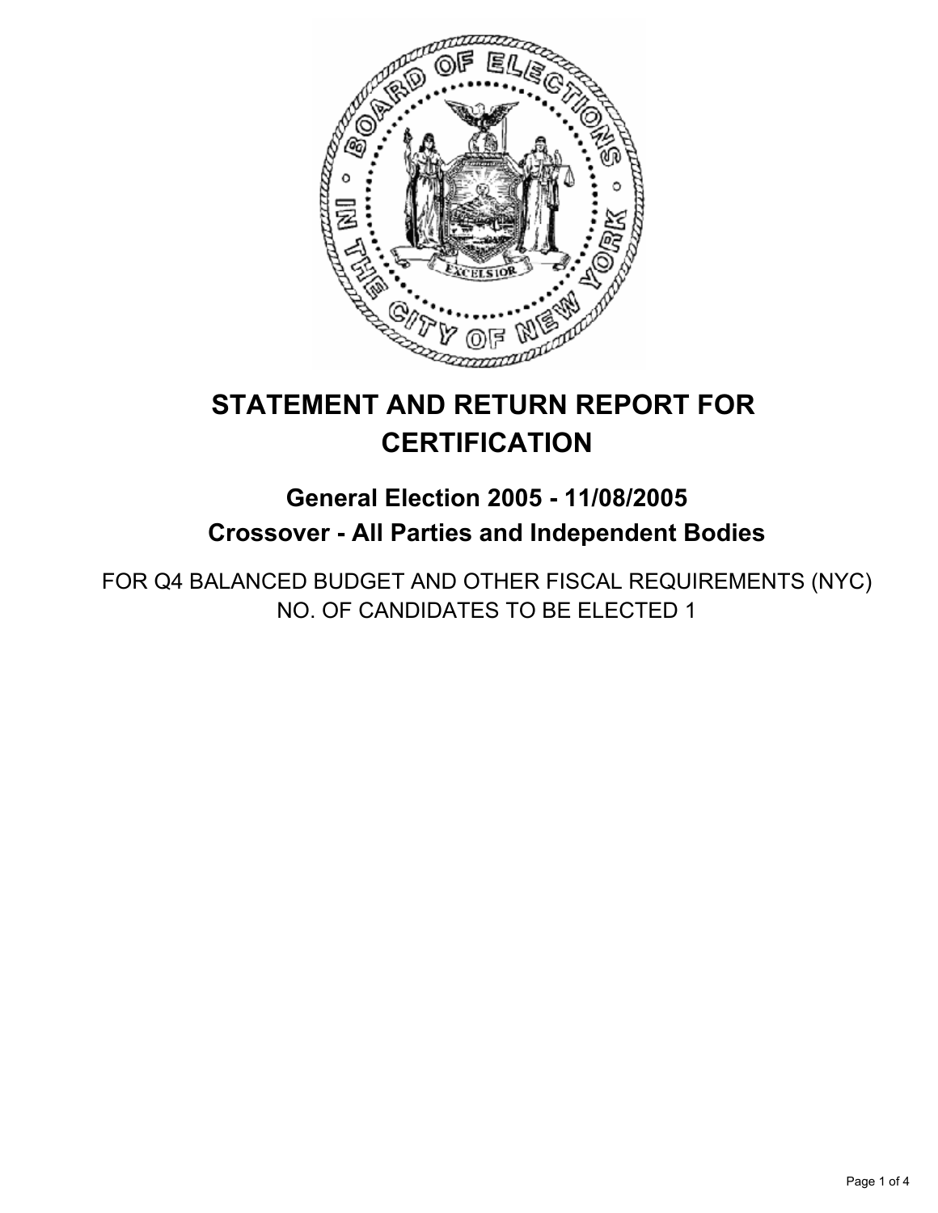# STATEMENT AND RETURN REPORT FOR CERTIFICATION

## General Election 2005 - 11/08/2005
## Crossover - All Parties and Independent Bodies

FOR Q4 BALANCED BUDGET AND OTHER FISCAL REQUIREMENTS (NYC)
NO. OF CANDIDATES TO BE ELECTED 1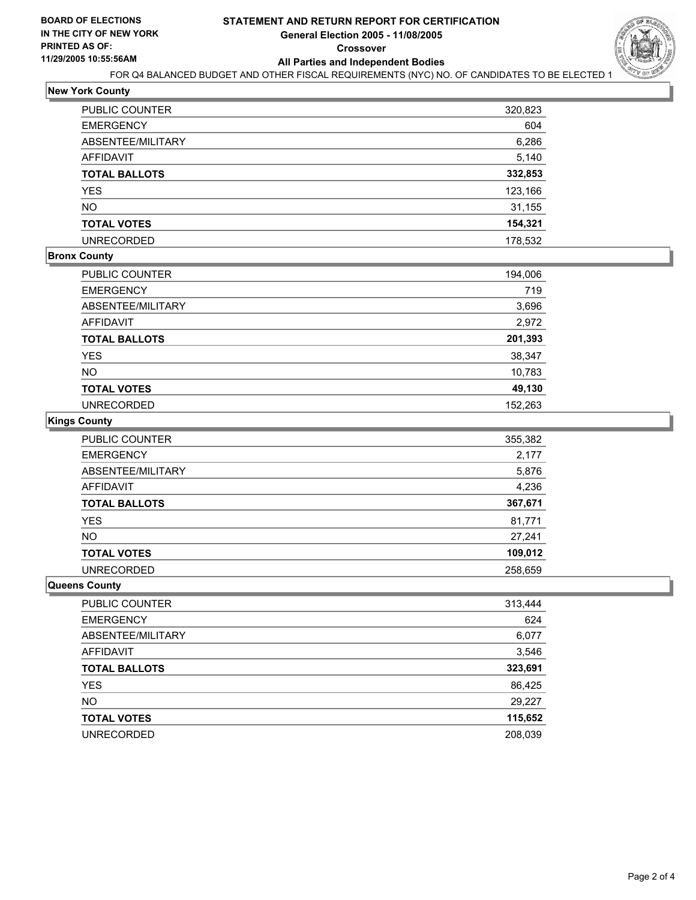**BOARD OF ELECTIONS IN THE CITY OF NEW YORK PRINTED AS OF: 11/29/2005 10:55:56AM**

# STATEMENT AND RETURN REPORT FOR CERTIFICATION
## General Election 2005 - 11/08/2005
### Crossover
### All Parties and Independent Bodies

FOR Q4 BALANCED BUDGET AND OTHER FISCAL REQUIREMENTS (NYC) NO. OF CANDIDATES TO BE ELECTED 1

**New York County**

| | |
|---|---|
| PUBLIC COUNTER | 320,823 |
| EMERGENCY | 604 |
| ABSENTEE/MILITARY | 6,286 |
| AFFIDAVIT | 5,140 |
| **TOTAL BALLOTS** | **332,853** |
| YES | 123,166 |
| NO | 31,155 |
| **TOTAL VOTES** | **154,321** |
| UNRECORDED | 178,532 |

**Bronx County**

| | |
|---|---|
| PUBLIC COUNTER | 194,006 |
| EMERGENCY | 719 |
| ABSENTEE/MILITARY | 3,696 |
| AFFIDAVIT | 2,972 |
| **TOTAL BALLOTS** | **201,393** |
| YES | 38,347 |
| NO | 10,783 |
| **TOTAL VOTES** | **49,130** |
| UNRECORDED | 152,263 |

**Kings County**

| | |
|---|---|
| PUBLIC COUNTER | 355,382 |
| EMERGENCY | 2,177 |
| ABSENTEE/MILITARY | 5,876 |
| AFFIDAVIT | 4,236 |
| **TOTAL BALLOTS** | **367,671** |
| YES | 81,771 |
| NO | 27,241 |
| **TOTAL VOTES** | **109,012** |
| UNRECORDED | 258,659 |

**Queens County**

| | |
|---|---|
| PUBLIC COUNTER | 313,444 |
| EMERGENCY | 624 |
| ABSENTEE/MILITARY | 6,077 |
| AFFIDAVIT | 3,546 |
| **TOTAL BALLOTS** | **323,691** |
| YES | 86,425 |
| NO | 29,227 |
| **TOTAL VOTES** | **115,652** |
| UNRECORDED | 208,039 |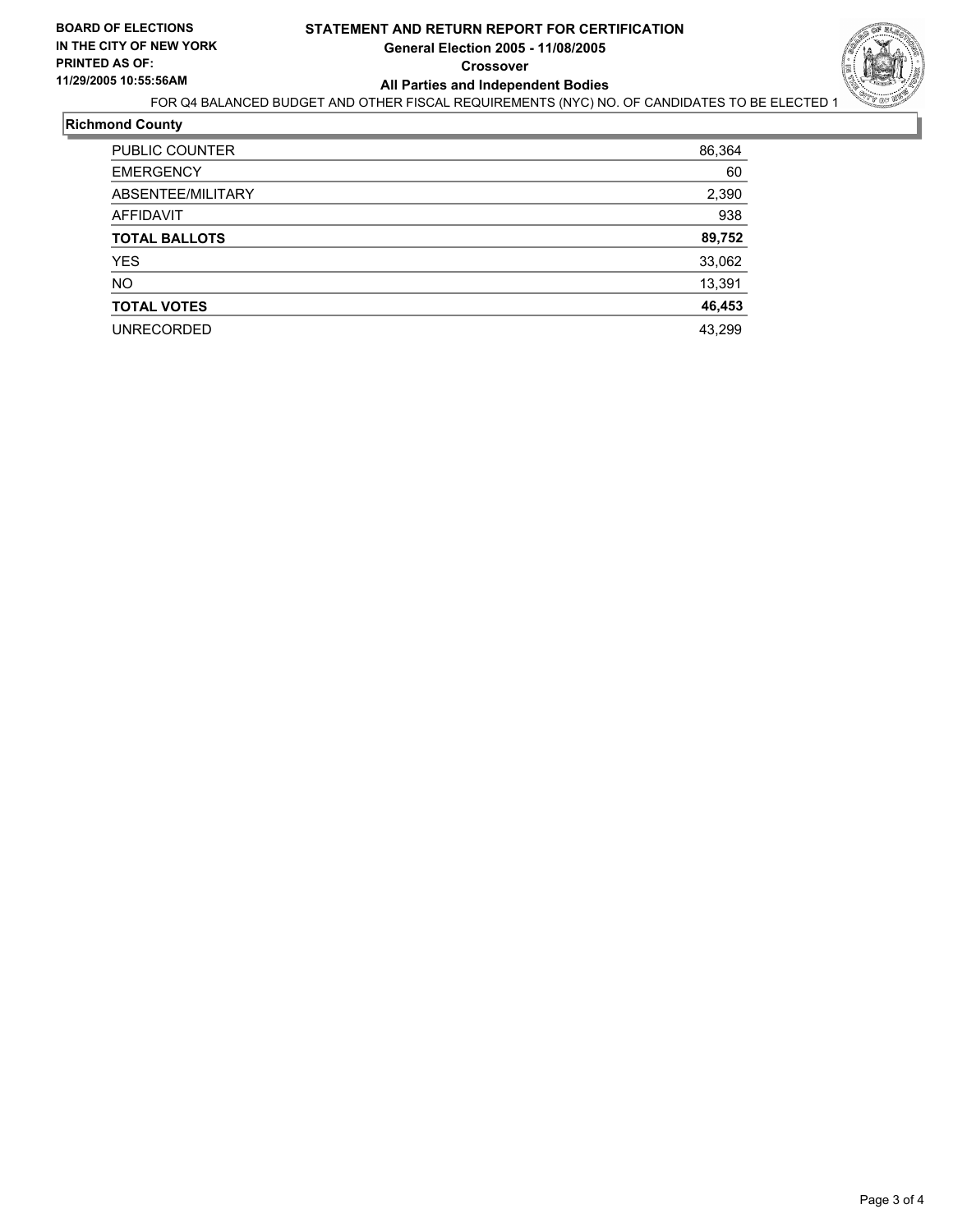BOARD OF ELECTIONS
IN THE CITY OF NEW YORK
PRINTED AS OF:
11/29/2005 10:55:56AM

# STATEMENT AND RETURN REPORT FOR CERTIFICATION
## General Election 2005 - 11/08/2005
## Crossover
## All Parties and Independent Bodies

FOR Q4 BALANCED BUDGET AND OTHER FISCAL REQUIREMENTS (NYC) NO. OF CANDIDATES TO BE ELECTED 1

**Richmond County**

| | |
|---|---|
| PUBLIC COUNTER | 86,364 |
| EMERGENCY | 60 |
| ABSENTEE/MILITARY | 2,390 |
| AFFIDAVIT | 938 |
| **TOTAL BALLOTS** | **89,752** |
| YES | 33,062 |
| NO | 13,391 |
| **TOTAL VOTES** | **46,453** |
| UNRECORDED | 43,299 |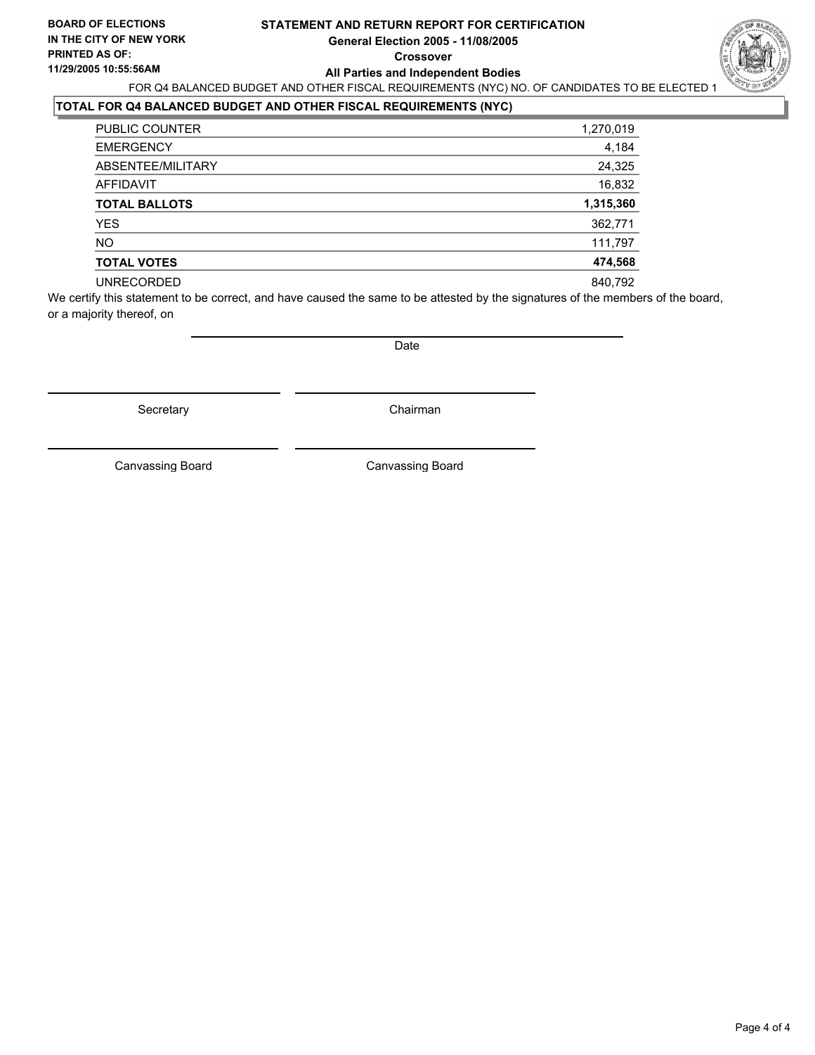**BOARD OF ELECTIONS IN THE CITY OF NEW YORK**
**PRINTED AS OF:**
**11/29/2005 10:55:56AM**

## STATEMENT AND RETURN REPORT FOR CERTIFICATION
**General Election 2005 - 11/08/2005**
**Crossover**
**All Parties and Independent Bodies**

FOR Q4 BALANCED BUDGET AND OTHER FISCAL REQUIREMENTS (NYC) NO. OF CANDIDATES TO BE ELECTED 1

### TOTAL FOR Q4 BALANCED BUDGET AND OTHER FISCAL REQUIREMENTS (NYC)

| | |
|---|---|
| PUBLIC COUNTER | 1,270,019 |
| EMERGENCY | 4,184 |
| ABSENTEE/MILITARY | 24,325 |
| AFFIDAVIT | 16,832 |
| **TOTAL BALLOTS** | **1,315,360** |
| YES | 362,771 |
| NO | 111,797 |
| **TOTAL VOTES** | **474,568** |
| UNRECORDED | 840,792 |

We certify this statement to be correct, and have caused the same to be attested by the signatures of the members of the board, or a majority thereof, on

Date

Secretary

Chairman

Canvassing Board

Canvassing Board